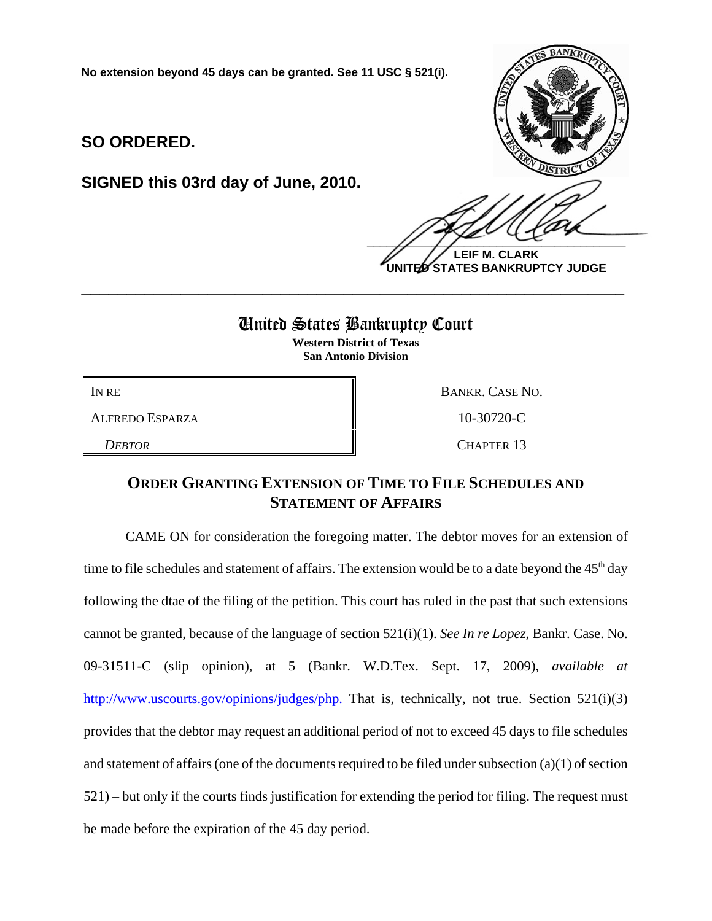**No extension beyond 45 days can be granted. See 11 USC § 521(i).**

**SO ORDERED.**

**SIGNED this 03rd day of June, 2010.**

**LEIF M. CLARK**
**UNITED STATES BANKRUPTCY JUDGE**

---

# United States Bankruptcy Court

**Western District of Texas**
**San Antonio Division**

| | |
|---|---|
| IN RE | BANKR. CASE NO. |
| ALFREDO ESPARZA | 10-30720-C |
| *DEBTOR* | CHAPTER 13 |

## ORDER GRANTING EXTENSION OF TIME TO FILE SCHEDULES AND STATEMENT OF AFFAIRS

CAME ON for consideration the foregoing matter. The debtor moves for an extension of time to file schedules and statement of affairs. The extension would be to a date beyond the 45th day following the dtae of the filing of the petition. This court has ruled in the past that such extensions cannot be granted, because of the language of section 521(i)(1). *See In re Lopez*, Bankr. Case. No. 09-31511-C (slip opinion), at 5 (Bankr. W.D.Tex. Sept. 17, 2009), *available at* http://www.uscourts.gov/opinions/judges/php. That is, technically, not true. Section 521(i)(3) provides that the debtor may request an additional period of not to exceed 45 days to file schedules and statement of affairs (one of the documents required to be filed under subsection (a)(1) of section 521) – but only if the courts finds justification for extending the period for filing. The request must be made before the expiration of the 45 day period.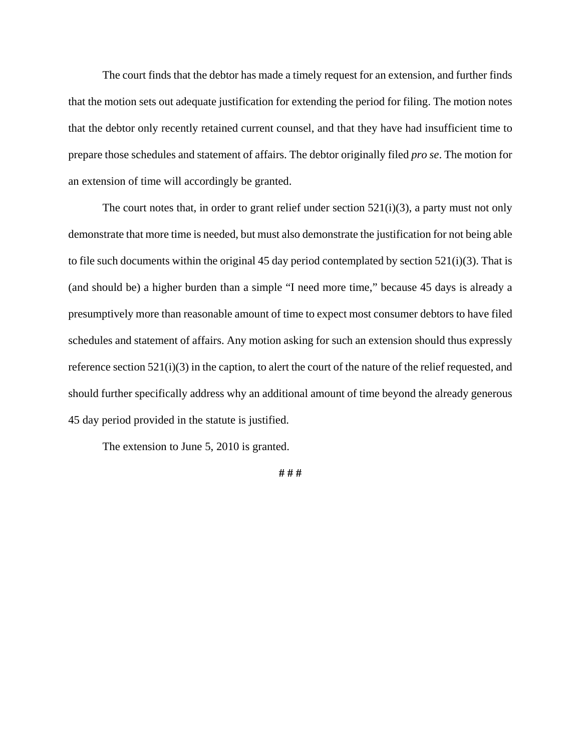The court finds that the debtor has made a timely request for an extension, and further finds that the motion sets out adequate justification for extending the period for filing. The motion notes that the debtor only recently retained current counsel, and that they have had insufficient time to prepare those schedules and statement of affairs. The debtor originally filed *pro se*. The motion for an extension of time will accordingly be granted.

The court notes that, in order to grant relief under section 521(i)(3), a party must not only demonstrate that more time is needed, but must also demonstrate the justification for not being able to file such documents within the original 45 day period contemplated by section 521(i)(3). That is (and should be) a higher burden than a simple "I need more time," because 45 days is already a presumptively more than reasonable amount of time to expect most consumer debtors to have filed schedules and statement of affairs. Any motion asking for such an extension should thus expressly reference section 521(i)(3) in the caption, to alert the court of the nature of the relief requested, and should further specifically address why an additional amount of time beyond the already generous 45 day period provided in the statute is justified.

The extension to June 5, 2010 is granted.

# # #